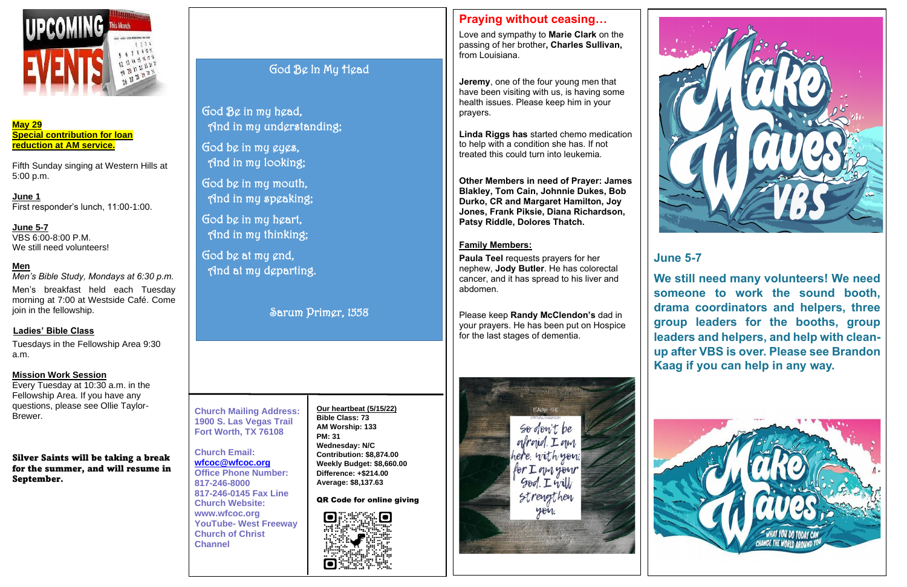**May 29**
**Special contribution for loan reduction at AM service.**

Fifth Sunday singing at Western Hills at 5:00 p.m.

**June 1**
First responder's lunch, 11:00-1:00.

**June 5-7**
VBS 6:00-8:00 P.M.
We still need volunteers!

**Men**
*Men's Bible Study, Mondays at 6:30 p.m.*
Men's breakfast held each Tuesday morning at 7:00 at Westside Café. Come join in the fellowship.

**Ladies' Bible Class**
Tuesdays in the Fellowship Area 9:30 a.m.

**Mission Work Session**
Every Tuesday at 10:30 a.m. in the Fellowship Area. If you have any questions, please see Ollie Taylor-Brewer.

**Silver Saints will be taking a break for the summer, and will resume in September.**

## God Be In My Head

God Be in my head,
And in my understanding;
God be in my eyes,
And in my looking;
God be in my mouth,
And in my speaking;
God be in my heart,
And in my thinking;
God be at my end,
And at my departing.

Sarum Primer, 1558

**Church Mailing Address:**
**1900 S. Las Vegas Trail**
**Fort Worth, TX 76108**

**Church Email:**
**wfcoc@wfcoc.org**
**Office Phone Number:**
**817-246-8000**
**817-246-0145 Fax Line**
**Church Website:**
**www.wfcoc.org**
**YouTube- West Freeway Church of Christ Channel**

**Our heartbeat (5/15/22)**
**Bible Class: 73**
**AM Worship: 133**
**PM: 31**
**Wednesday: N/C**
**Contribution: $8,874.00**
**Weekly Budget: $8,660.00**
**Difference: +$214.00**
**Average: $8,137.63**

**QR Code for online giving**

## Praying without ceasing…

Love and sympathy to **Marie Clark** on the passing of her brother**, Charles Sullivan,** from Louisiana.

**Jeremy**, one of the four young men that have been visiting with us, is having some health issues. Please keep him in your prayers.

**Linda Riggs has** started chemo medication to help with a condition she has. If not treated this could turn into leukemia.

**Other Members in need of Prayer: James Blakley, Tom Cain, Johnnie Dukes, Bob Durko, CR and Margaret Hamilton, Joy Jones, Frank Piksie, Diana Richardson, Patsy Riddle, Dolores Thatch.**

**Family Members:**

**Paula Teel** requests prayers for her nephew, **Jody Butler**. He has colorectal cancer, and it has spread to his liver and abdomen.

Please keep **Randy McClendon's** dad in your prayers. He has been put on Hospice for the last stages of dementia.

## June 5-7

**We still need many volunteers! We need someone to work the sound booth, drama coordinators and helpers, three group leaders for the booths, group leaders and helpers, and help with clean-up after VBS is over. Please see Brandon Kaag if you can help in any way.**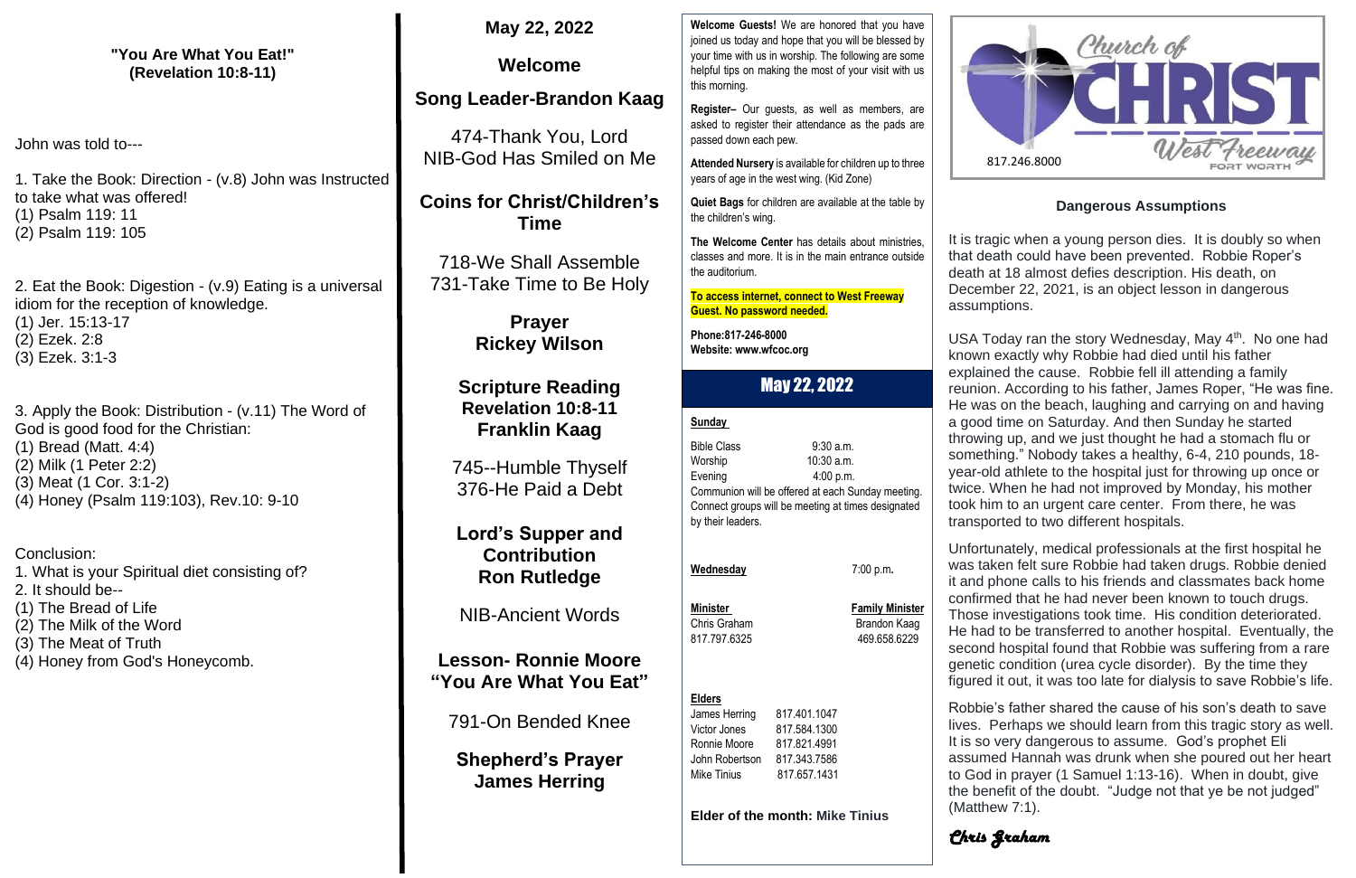**"You Are What You Eat!" (Revelation 10:8-11)**

John was told to---

1. Take the Book: Direction - (v.8) John was Instructed to take what was offered!
(1) Psalm 119: 11
(2) Psalm 119: 105

2. Eat the Book: Digestion - (v.9) Eating is a universal idiom for the reception of knowledge.
(1) Jer. 15:13-17
(2) Ezek. 2:8
(3) Ezek. 3:1-3

3. Apply the Book: Distribution - (v.11) The Word of God is good food for the Christian:
(1) Bread (Matt. 4:4)
(2) Milk (1 Peter 2:2)
(3) Meat (1 Cor. 3:1-2)
(4) Honey (Psalm 119:103), Rev.10: 9-10

Conclusion:
1. What is your Spiritual diet consisting of?
2. It should be--
(1) The Bread of Life
(2) The Milk of the Word
(3) The Meat of Truth
(4) Honey from God's Honeycomb.

**May 22, 2022**

**Welcome**

**Song Leader-Brandon Kaag**

474-Thank You, Lord
NIB-God Has Smiled on Me

**Coins for Christ/Children's Time**

718-We Shall Assemble
731-Take Time to Be Holy

**Prayer**
**Rickey Wilson**

**Scripture Reading**
**Revelation 10:8-11**
**Franklin Kaag**

745--Humble Thyself
376-He Paid a Debt

**Lord's Supper and Contribution**
**Ron Rutledge**

NIB-Ancient Words

**Lesson- Ronnie Moore**
**"You Are What You Eat"**

791-On Bended Knee

**Shepherd's Prayer**
**James Herring**

**Welcome Guests!** We are honored that you have joined us today and hope that you will be blessed by your time with us in worship. The following are some helpful tips on making the most of your visit with us this morning.

**Register–** Our guests, as well as members, are asked to register their attendance as the pads are passed down each pew.

**Attended Nursery** is available for children up to three years of age in the west wing. (Kid Zone)

**Quiet Bags** for children are available at the table by the children's wing.

**The Welcome Center** has details about ministries, classes and more. It is in the main entrance outside the auditorium.

**To access internet, connect to West Freeway Guest. No password needed.**

**Phone:817-246-8000**
**Website: www.wfcoc.org**

## May 22, 2022

**Sunday**

| | |
|---|---|
| Bible Class | 9:30 a.m. |
| Worship | 10:30 a.m. |
| Evening | 4:00 p.m. |

Communion will be offered at each Sunday meeting. Connect groups will be meeting at times designated by their leaders.

**Wednesday** 7:00 p.m.

| Minister | Family Minister |
|---|---|
| Chris Graham | Brandon Kaag |
| 817.797.6325 | 469.658.6229 |

**Elders**

| | |
|---|---|
| James Herring | 817.401.1047 |
| Victor Jones | 817.584.1300 |
| Ronnie Moore | 817.821.4991 |
| John Robertson | 817.343.7586 |
| Mike Tinius | 817.657.1431 |

**Elder of the month: Mike Tinius**

Church of CHRIST West Freeway FORT WORTH
817.246.8000

### Dangerous Assumptions

It is tragic when a young person dies. It is doubly so when that death could have been prevented. Robbie Roper's death at 18 almost defies description. His death, on December 22, 2021, is an object lesson in dangerous assumptions.

USA Today ran the story Wednesday, May 4th. No one had known exactly why Robbie had died until his father explained the cause. Robbie fell ill attending a family reunion. According to his father, James Roper, "He was fine. He was on the beach, laughing and carrying on and having a good time on Saturday. And then Sunday he started throwing up, and we just thought he had a stomach flu or something." Nobody takes a healthy, 6-4, 210 pounds, 18-year-old athlete to the hospital just for throwing up once or twice. When he had not improved by Monday, his mother took him to an urgent care center. From there, he was transported to two different hospitals.

Unfortunately, medical professionals at the first hospital he was taken felt sure Robbie had taken drugs. Robbie denied it and phone calls to his friends and classmates back home confirmed that he had never been known to touch drugs. Those investigations took time. His condition deteriorated. He had to be transferred to another hospital. Eventually, the second hospital found that Robbie was suffering from a rare genetic condition (urea cycle disorder). By the time they figured it out, it was too late for dialysis to save Robbie's life.

Robbie's father shared the cause of his son's death to save lives. Perhaps we should learn from this tragic story as well. It is so very dangerous to assume. God's prophet Eli assumed Hannah was drunk when she poured out her heart to God in prayer (1 Samuel 1:13-16). When in doubt, give the benefit of the doubt. "Judge not that ye be not judged" (Matthew 7:1).

*Chris Graham*